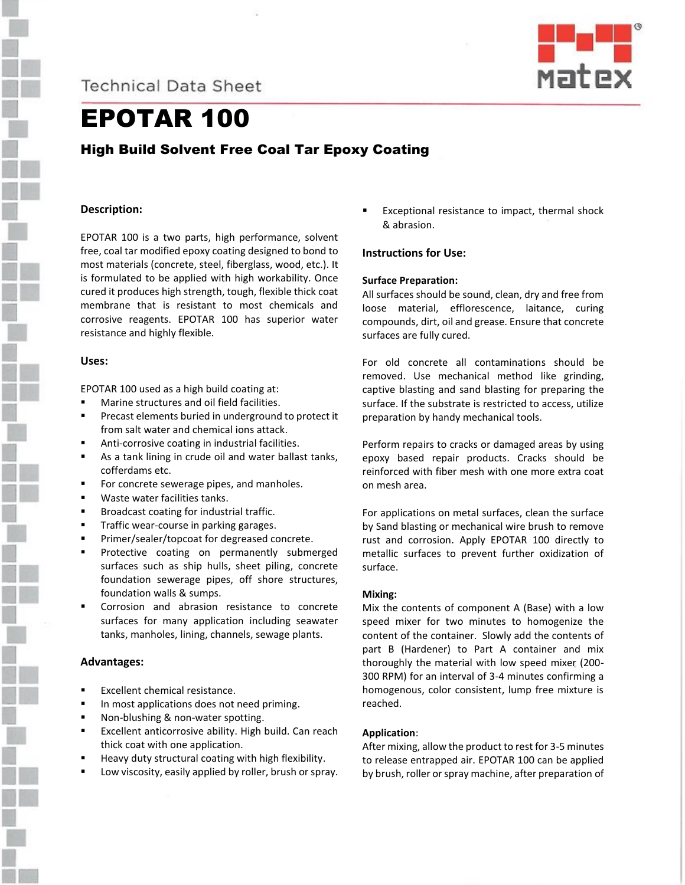Technical Data Sheet

# EPOTAR 100

## High Build Solvent Free Coal Tar Epoxy Coating

### Description:

EPOTAR 100 is a two parts, high performance, solvent free, coal tar modified epoxy coating designed to bond to most materials (concrete, steel, fiberglass, wood, etc.). It is formulated to be applied with high workability. Once cured it produces high strength, tough, flexible thick coat membrane that is resistant to most chemicals and corrosive reagents. EPOTAR 100 has superior water resistance and highly flexible.

### Uses:

EPOTAR 100 used as a high build coating at:

- Marine structures and oil field facilities.
- Precast elements buried in underground to protect it from salt water and chemical ions attack.
- Anti-corrosive coating in industrial facilities.
- As a tank lining in crude oil and water ballast tanks, cofferdams etc.
- For concrete sewerage pipes, and manholes.
- Waste water facilities tanks.
- Broadcast coating for industrial traffic.
- Traffic wear-course in parking garages.
- Primer/sealer/topcoat for degreased concrete.
- Protective coating on permanently submerged surfaces such as ship hulls, sheet piling, concrete foundation sewerage pipes, off shore structures, foundation walls & sumps.
- Corrosion and abrasion resistance to concrete surfaces for many application including seawater tanks, manholes, lining, channels, sewage plants.

### Advantages:

- Excellent chemical resistance.
- In most applications does not need priming.
- Non-blushing & non-water spotting.
- Excellent anticorrosive ability. High build. Can reach thick coat with one application.
- Heavy duty structural coating with high flexibility.
- Low viscosity, easily applied by roller, brush or spray.
- Exceptional resistance to impact, thermal shock & abrasion.

### Instructions for Use:

**Surface Preparation:**

All surfaces should be sound, clean, dry and free from loose material, efflorescence, laitance, curing compounds, dirt, oil and grease. Ensure that concrete surfaces are fully cured.

For old concrete all contaminations should be removed. Use mechanical method like grinding, captive blasting and sand blasting for preparing the surface. If the substrate is restricted to access, utilize preparation by handy mechanical tools.

Perform repairs to cracks or damaged areas by using epoxy based repair products. Cracks should be reinforced with fiber mesh with one more extra coat on mesh area.

For applications on metal surfaces, clean the surface by Sand blasting or mechanical wire brush to remove rust and corrosion. Apply EPOTAR 100 directly to metallic surfaces to prevent further oxidization of surface.

**Mixing:**

Mix the contents of component A (Base) with a low speed mixer for two minutes to homogenize the content of the container. Slowly add the contents of part B (Hardener) to Part A container and mix thoroughly the material with low speed mixer (200-300 RPM) for an interval of 3-4 minutes confirming a homogenous, color consistent, lump free mixture is reached.

**Application**:

After mixing, allow the product to rest for 3-5 minutes to release entrapped air. EPOTAR 100 can be applied by brush, roller or spray machine, after preparation of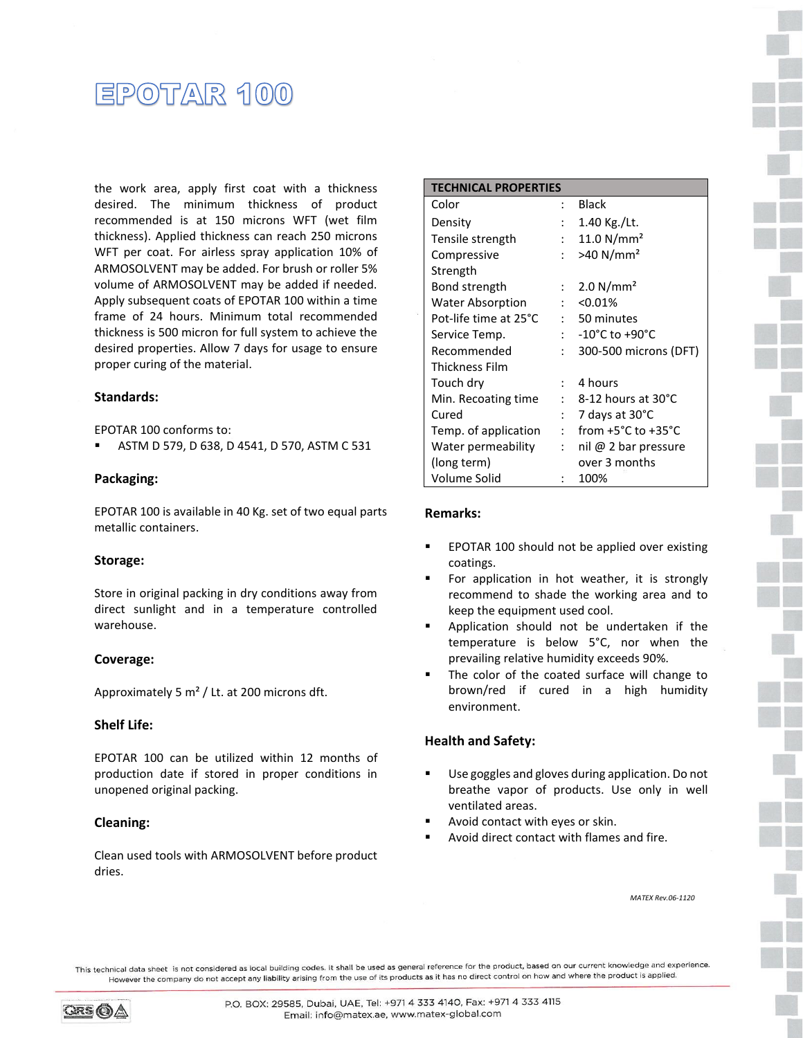# EPOTAR 100

the work area, apply first coat with a thickness desired. The minimum thickness of product recommended is at 150 microns WFT (wet film thickness). Applied thickness can reach 250 microns WFT per coat. For airless spray application 10% of ARMOSOLVENT may be added. For brush or roller 5% volume of ARMOSOLVENT may be added if needed. Apply subsequent coats of EPOTAR 100 within a time frame of 24 hours. Minimum total recommended thickness is 500 micron for full system to achieve the desired properties. Allow 7 days for usage to ensure proper curing of the material.

## Standards:

EPOTAR 100 conforms to:

- ASTM D 579, D 638, D 4541, D 570, ASTM C 531

## Packaging:

EPOTAR 100 is available in 40 Kg. set of two equal parts metallic containers.

## Storage:

Store in original packing in dry conditions away from direct sunlight and in a temperature controlled warehouse.

## Coverage:

Approximately 5 m² / Lt. at 200 microns dft.

## Shelf Life:

EPOTAR 100 can be utilized within 12 months of production date if stored in proper conditions in unopened original packing.

## Cleaning:

Clean used tools with ARMOSOLVENT before product dries.

| TECHNICAL PROPERTIES | | |
|---|---|---|
| Color | : | Black |
| Density | : | 1.40 Kg./Lt. |
| Tensile strength | : | 11.0 N/mm² |
| Compressive Strength | : | >40 N/mm² |
| Bond strength | : | 2.0 N/mm² |
| Water Absorption | : | <0.01% |
| Pot-life time at 25°C | : | 50 minutes |
| Service Temp. | : | -10°C to +90°C |
| Recommended Thickness Film | : | 300-500 microns (DFT) |
| Touch dry | : | 4 hours |
| Min. Recoating time | : | 8-12 hours at 30°C |
| Cured | : | 7 days at 30°C |
| Temp. of application | : | from +5°C to +35°C |
| Water permeability (long term) | : | nil @ 2 bar pressure over 3 months |
| Volume Solid | : | 100% |

## Remarks:

- EPOTAR 100 should not be applied over existing coatings.
- For application in hot weather, it is strongly recommend to shade the working area and to keep the equipment used cool.
- Application should not be undertaken if the temperature is below 5°C, nor when the prevailing relative humidity exceeds 90%.
- The color of the coated surface will change to brown/red if cured in a high humidity environment.

## Health and Safety:

- Use goggles and gloves during application. Do not breathe vapor of products. Use only in well ventilated areas.
- Avoid contact with eyes or skin.
- Avoid direct contact with flames and fire.

*MATEX Rev.06-1120*

This technical data sheet is not considered as local building codes. It shall be used as general reference for the product, based on our current knowledge and experience. However the company do not accept any liability arising from the use of its products as it has no direct control on how and where the product is applied.

P.O. BOX: 29585, Dubai, UAE, Tel: +971 4 333 4140, Fax: +971 4 333 4115
Email: info@matex.ae, www.matex-global.com